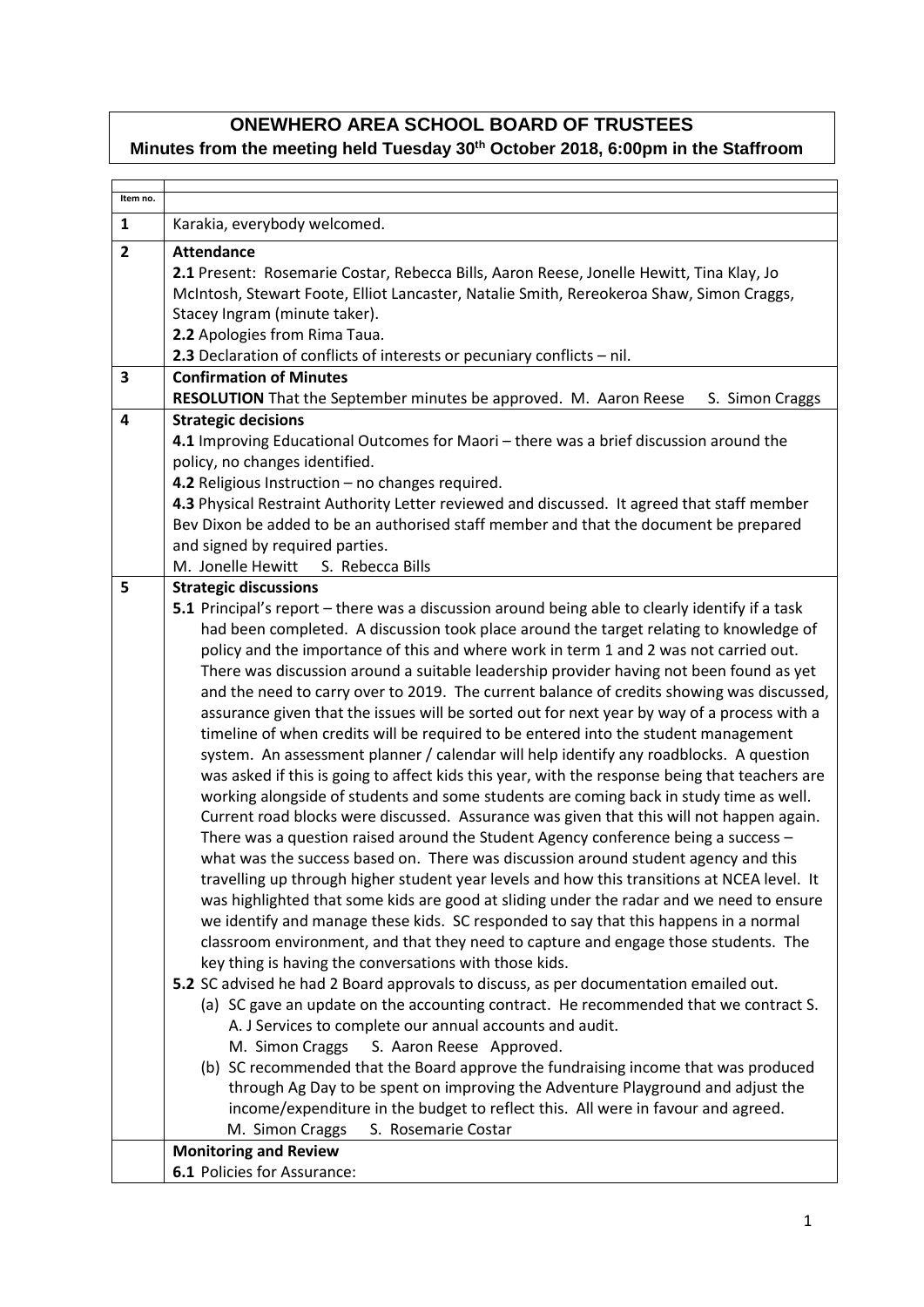# ONEWHERO AREA SCHOOL BOARD OF TRUSTEES

**Minutes from the meeting held Tuesday 30th October 2018, 6:00pm in the Staffroom**

| Item no. | |
|---|---|
| 1 | Karakia, everybody welcomed. |
| 2 | **Attendance**<br>**2.1** Present: Rosemarie Costar, Rebecca Bills, Aaron Reese, Jonelle Hewitt, Tina Klay, Jo McIntosh, Stewart Foote, Elliot Lancaster, Natalie Smith, Rereokeroa Shaw, Simon Craggs, Stacey Ingram (minute taker).<br>**2.2** Apologies from Rima Taua.<br>**2.3** Declaration of conflicts of interests or pecuniary conflicts – nil. |
| 3 | **Confirmation of Minutes**<br>**RESOLUTION** That the September minutes be approved. M. Aaron Reese S. Simon Craggs |
| 4 | **Strategic decisions**<br>**4.1** Improving Educational Outcomes for Maori – there was a brief discussion around the policy, no changes identified.<br>**4.2** Religious Instruction – no changes required.<br>**4.3** Physical Restraint Authority Letter reviewed and discussed. It agreed that staff member Bev Dixon be added to be an authorised staff member and that the document be prepared and signed by required parties.<br>M. Jonelle Hewitt S. Rebecca Bills |
| 5 | **Strategic discussions**<br>**5.1** Principal's report – there was a discussion around being able to clearly identify if a task had been completed. A discussion took place around the target relating to knowledge of policy and the importance of this and where work in term 1 and 2 was not carried out. There was discussion around a suitable leadership provider having not been found as yet and the need to carry over to 2019. The current balance of credits showing was discussed, assurance given that the issues will be sorted out for next year by way of a process with a timeline of when credits will be required to be entered into the student management system. An assessment planner / calendar will help identify any roadblocks. A question was asked if this is going to affect kids this year, with the response being that teachers are working alongside of students and some students are coming back in study time as well. Current road blocks were discussed. Assurance was given that this will not happen again. There was a question raised around the Student Agency conference being a success – what was the success based on. There was discussion around student agency and this travelling up through higher student year levels and how this transitions at NCEA level. It was highlighted that some kids are good at sliding under the radar and we need to ensure we identify and manage these kids. SC responded to say that this happens in a normal classroom environment, and that they need to capture and engage those students. The key thing is having the conversations with those kids.<br>**5.2** SC advised he had 2 Board approvals to discuss, as per documentation emailed out.<br>(a) SC gave an update on the accounting contract. He recommended that we contract S. A. J Services to complete our annual accounts and audit.<br>M. Simon Craggs S. Aaron Reese Approved.<br>(b) SC recommended that the Board approve the fundraising income that was produced through Ag Day to be spent on improving the Adventure Playground and adjust the income/expenditure in the budget to reflect this. All were in favour and agreed.<br>M. Simon Craggs S. Rosemarie Costar |
| | **Monitoring and Review**<br>**6.1** Policies for Assurance: |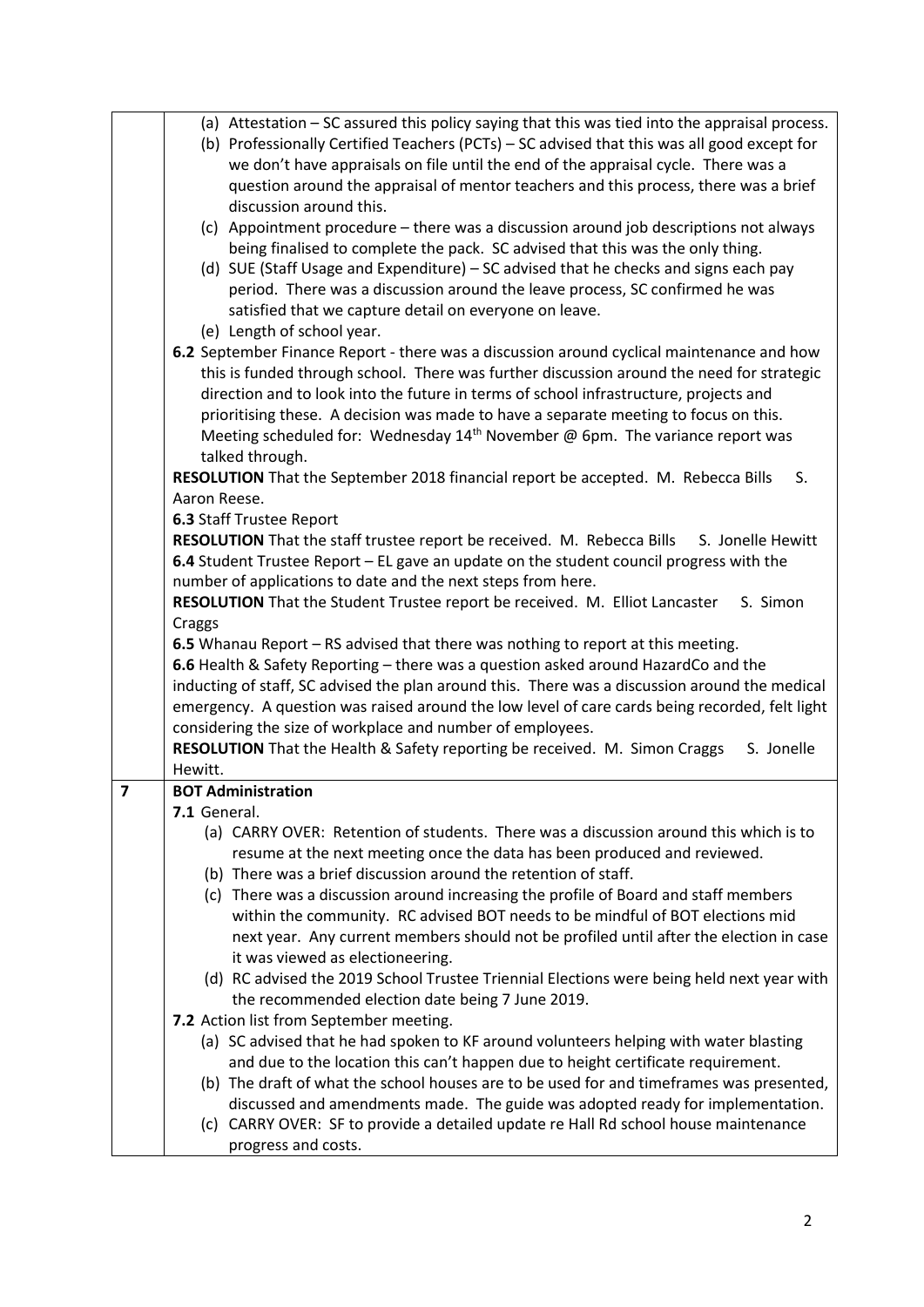| | |
|---|---|
| | (a) Attestation – SC assured this policy saying that this was tied into the appraisal process.<br>(b) Professionally Certified Teachers (PCTs) – SC advised that this was all good except for we don't have appraisals on file until the end of the appraisal cycle. There was a question around the appraisal of mentor teachers and this process, there was a brief discussion around this.<br>(c) Appointment procedure – there was a discussion around job descriptions not always being finalised to complete the pack. SC advised that this was the only thing.<br>(d) SUE (Staff Usage and Expenditure) – SC advised that he checks and signs each pay period. There was a discussion around the leave process, SC confirmed he was satisfied that we capture detail on everyone on leave.<br>(e) Length of school year.<br>**6.2** September Finance Report - there was a discussion around cyclical maintenance and how this is funded through school. There was further discussion around the need for strategic direction and to look into the future in terms of school infrastructure, projects and prioritising these. A decision was made to have a separate meeting to focus on this. Meeting scheduled for: Wednesday 14th November @ 6pm. The variance report was talked through.<br>**RESOLUTION** That the September 2018 financial report be accepted. M. Rebecca Bills S. Aaron Reese.<br>**6.3** Staff Trustee Report<br>**RESOLUTION** That the staff trustee report be received. M. Rebecca Bills S. Jonelle Hewitt<br>**6.4** Student Trustee Report – EL gave an update on the student council progress with the number of applications to date and the next steps from here.<br>**RESOLUTION** That the Student Trustee report be received. M. Elliot Lancaster S. Simon Craggs<br>**6.5** Whanau Report – RS advised that there was nothing to report at this meeting.<br>**6.6** Health & Safety Reporting – there was a question asked around HazardCo and the inducting of staff, SC advised the plan around this. There was a discussion around the medical emergency. A question was raised around the low level of care cards being recorded, felt light considering the size of workplace and number of employees.<br>**RESOLUTION** That the Health & Safety reporting be received. M. Simon Craggs S. Jonelle Hewitt. |
| **7** | **BOT Administration**<br>**7.1** General.<br>(a) CARRY OVER: Retention of students. There was a discussion around this which is to resume at the next meeting once the data has been produced and reviewed.<br>(b) There was a brief discussion around the retention of staff.<br>(c) There was a discussion around increasing the profile of Board and staff members within the community. RC advised BOT needs to be mindful of BOT elections mid next year. Any current members should not be profiled until after the election in case it was viewed as electioneering.<br>(d) RC advised the 2019 School Trustee Triennial Elections were being held next year with the recommended election date being 7 June 2019.<br>**7.2** Action list from September meeting.<br>(a) SC advised that he had spoken to KF around volunteers helping with water blasting and due to the location this can't happen due to height certificate requirement.<br>(b) The draft of what the school houses are to be used for and timeframes was presented, discussed and amendments made. The guide was adopted ready for implementation.<br>(c) CARRY OVER: SF to provide a detailed update re Hall Rd school house maintenance progress and costs. |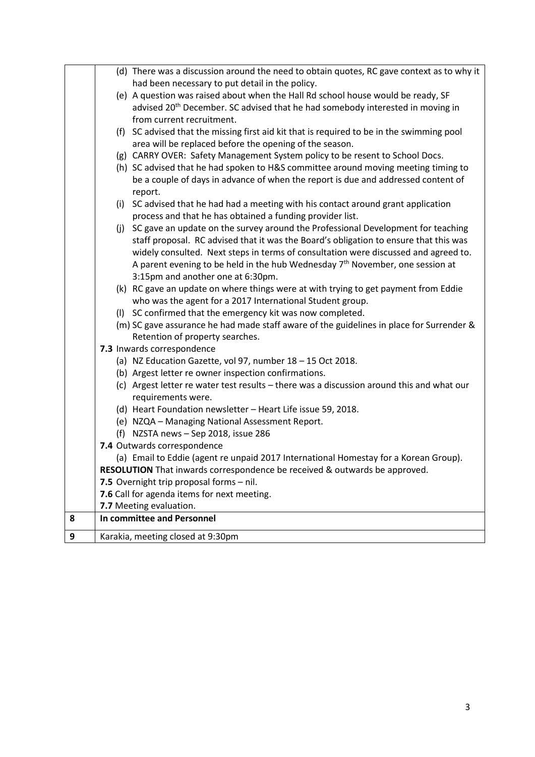| | |
|---|---|
| | (d) There was a discussion around the need to obtain quotes, RC gave context as to why it had been necessary to put detail in the policy.<br>(e) A question was raised about when the Hall Rd school house would be ready, SF advised 20th December. SC advised that he had somebody interested in moving in from current recruitment.<br>(f) SC advised that the missing first aid kit that is required to be in the swimming pool area will be replaced before the opening of the season.<br>(g) CARRY OVER: Safety Management System policy to be resent to School Docs.<br>(h) SC advised that he had spoken to H&S committee around moving meeting timing to be a couple of days in advance of when the report is due and addressed content of report.<br>(i) SC advised that he had had a meeting with his contact around grant application process and that he has obtained a funding provider list.<br>(j) SC gave an update on the survey around the Professional Development for teaching staff proposal. RC advised that it was the Board's obligation to ensure that this was widely consulted. Next steps in terms of consultation were discussed and agreed to. A parent evening to be held in the hub Wednesday 7th November, one session at 3:15pm and another one at 6:30pm.<br>(k) RC gave an update on where things were at with trying to get payment from Eddie who was the agent for a 2017 International Student group.<br>(l) SC confirmed that the emergency kit was now completed.<br>(m) SC gave assurance he had made staff aware of the guidelines in place for Surrender & Retention of property searches.<br>**7.3** Inwards correspondence<br>(a) NZ Education Gazette, vol 97, number 18 – 15 Oct 2018.<br>(b) Argest letter re owner inspection confirmations.<br>(c) Argest letter re water test results – there was a discussion around this and what our requirements were.<br>(d) Heart Foundation newsletter – Heart Life issue 59, 2018.<br>(e) NZQA – Managing National Assessment Report.<br>(f) NZSTA news – Sep 2018, issue 286<br>**7.4** Outwards correspondence<br>(a) Email to Eddie (agent re unpaid 2017 International Homestay for a Korean Group).<br>**RESOLUTION** That inwards correspondence be received & outwards be approved.<br>**7.5** Overnight trip proposal forms – nil.<br>**7.6** Call for agenda items for next meeting.<br>**7.7** Meeting evaluation. |
| **8** | **In committee and Personnel** |
| **9** | Karakia, meeting closed at 9:30pm |